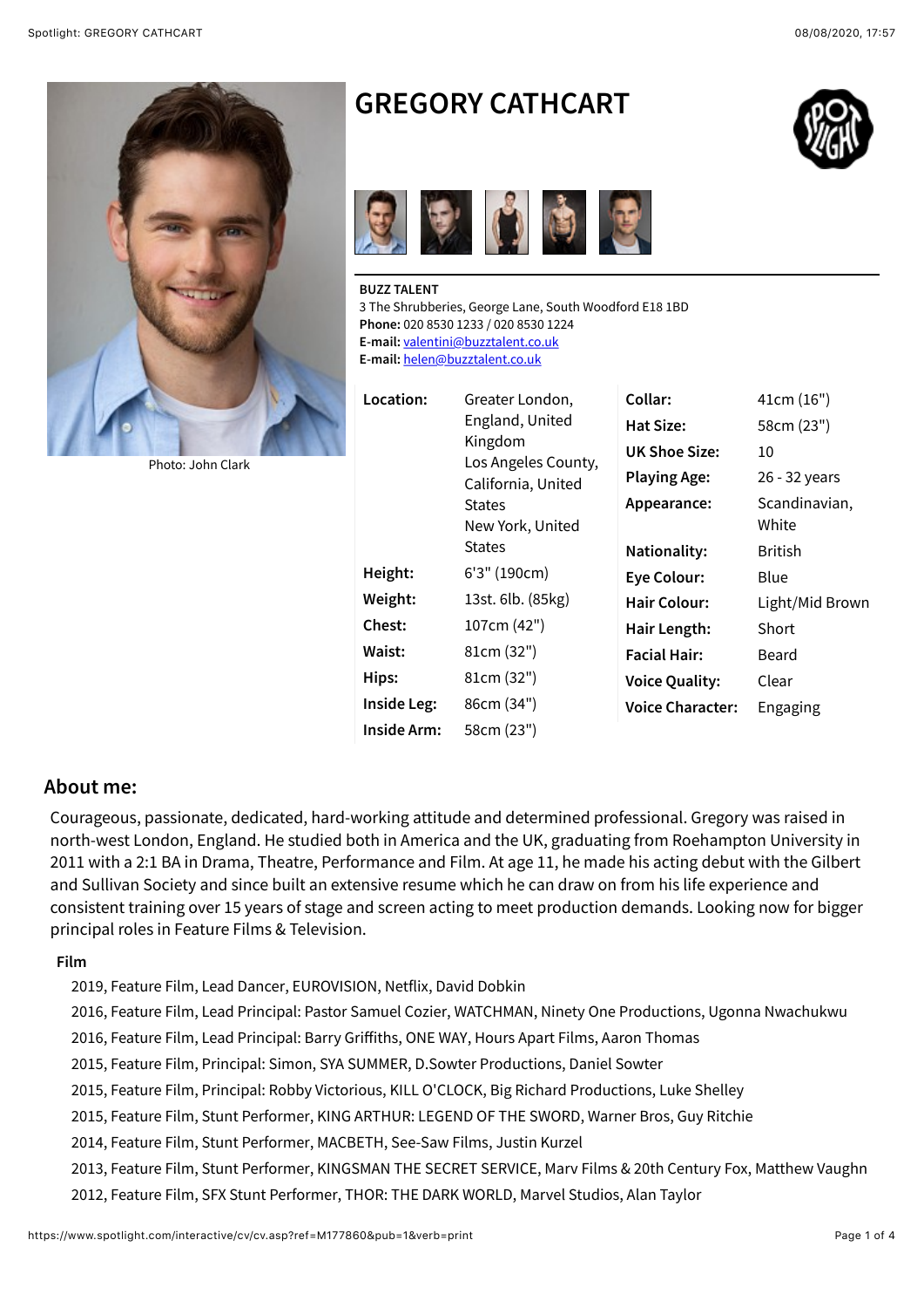# GREGORY CATHCART

Photo: John Clark

**BUZZ TALENT**
3 The Shrubberies, George Lane, South Woodford E18 1BD
**Phone:** 020 8530 1233 / 020 8530 1224
**E-mail:** valentini@buzztalent.co.uk
**E-mail:** helen@buzztalent.co.uk

| | | | |
|---|---|---|---|
| **Location:** | Greater London, England, United Kingdom<br>Los Angeles County, California, United States<br>New York, United States | **Collar:** | 41cm (16") |
| | | **Hat Size:** | 58cm (23") |
| | | **UK Shoe Size:** | 10 |
| | | **Playing Age:** | 26 - 32 years |
| | | **Appearance:** | Scandinavian, White |
| | | **Nationality:** | British |
| **Height:** | 6'3" (190cm) | **Eye Colour:** | Blue |
| **Weight:** | 13st. 6lb. (85kg) | **Hair Colour:** | Light/Mid Brown |
| **Chest:** | 107cm (42") | **Hair Length:** | Short |
| **Waist:** | 81cm (32") | **Facial Hair:** | Beard |
| **Hips:** | 81cm (32") | **Voice Quality:** | Clear |
| **Inside Leg:** | 86cm (34") | **Voice Character:** | Engaging |
| **Inside Arm:** | 58cm (23") | | |

## About me:

Courageous, passionate, dedicated, hard-working attitude and determined professional. Gregory was raised in north-west London, England. He studied both in America and the UK, graduating from Roehampton University in 2011 with a 2:1 BA in Drama, Theatre, Performance and Film. At age 11, he made his acting debut with the Gilbert and Sullivan Society and since built an extensive resume which he can draw on from his life experience and consistent training over 15 years of stage and screen acting to meet production demands. Looking now for bigger principal roles in Feature Films & Television.

### Film

2019, Feature Film, Lead Dancer, EUROVISION, Netflix, David Dobkin
2016, Feature Film, Lead Principal: Pastor Samuel Cozier, WATCHMAN, Ninety One Productions, Ugonna Nwachukwu
2016, Feature Film, Lead Principal: Barry Griffiths, ONE WAY, Hours Apart Films, Aaron Thomas
2015, Feature Film, Principal: Simon, SYA SUMMER, D.Sowter Productions, Daniel Sowter
2015, Feature Film, Principal: Robby Victorious, KILL O'CLOCK, Big Richard Productions, Luke Shelley
2015, Feature Film, Stunt Performer, KING ARTHUR: LEGEND OF THE SWORD, Warner Bros, Guy Ritchie
2014, Feature Film, Stunt Performer, MACBETH, See-Saw Films, Justin Kurzel
2013, Feature Film, Stunt Performer, KINGSMAN THE SECRET SERVICE, Marv Films & 20th Century Fox, Matthew Vaughn
2012, Feature Film, SFX Stunt Performer, THOR: THE DARK WORLD, Marvel Studios, Alan Taylor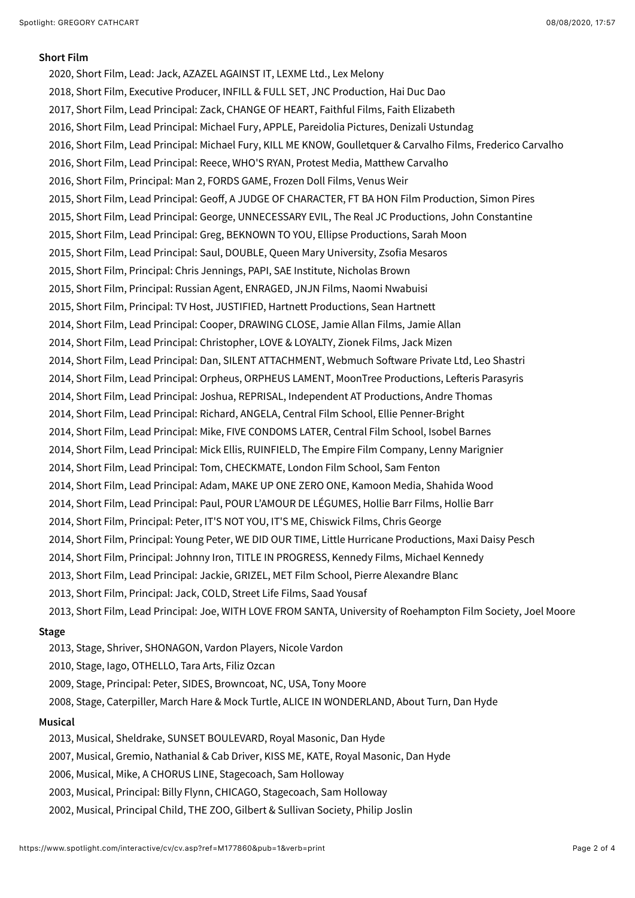**Short Film**

2020, Short Film, Lead: Jack, AZAZEL AGAINST IT, LEXME Ltd., Lex Melony

2018, Short Film, Executive Producer, INFILL & FULL SET, JNC Production, Hai Duc Dao

2017, Short Film, Lead Principal: Zack, CHANGE OF HEART, Faithful Films, Faith Elizabeth

2016, Short Film, Lead Principal: Michael Fury, APPLE, Pareidolia Pictures, Denizali Ustundag

2016, Short Film, Lead Principal: Michael Fury, KILL ME KNOW, Goulletquer & Carvalho Films, Frederico Carvalho

2016, Short Film, Lead Principal: Reece, WHO'S RYAN, Protest Media, Matthew Carvalho

2016, Short Film, Principal: Man 2, FORDS GAME, Frozen Doll Films, Venus Weir

2015, Short Film, Lead Principal: Geoff, A JUDGE OF CHARACTER, FT BA HON Film Production, Simon Pires

2015, Short Film, Lead Principal: George, UNNECESSARY EVIL, The Real JC Productions, John Constantine

2015, Short Film, Lead Principal: Greg, BEKNOWN TO YOU, Ellipse Productions, Sarah Moon

2015, Short Film, Lead Principal: Saul, DOUBLE, Queen Mary University, Zsofia Mesaros

2015, Short Film, Principal: Chris Jennings, PAPI, SAE Institute, Nicholas Brown

2015, Short Film, Principal: Russian Agent, ENRAGED, JNJN Films, Naomi Nwabuisi

2015, Short Film, Principal: TV Host, JUSTIFIED, Hartnett Productions, Sean Hartnett

2014, Short Film, Lead Principal: Cooper, DRAWING CLOSE, Jamie Allan Films, Jamie Allan

2014, Short Film, Lead Principal: Christopher, LOVE & LOYALTY, Zionek Films, Jack Mizen

2014, Short Film, Lead Principal: Dan, SILENT ATTACHMENT, Webmuch Software Private Ltd, Leo Shastri

2014, Short Film, Lead Principal: Orpheus, ORPHEUS LAMENT, MoonTree Productions, Lefteris Parasyris

2014, Short Film, Lead Principal: Joshua, REPRISAL, Independent AT Productions, Andre Thomas

2014, Short Film, Lead Principal: Richard, ANGELA, Central Film School, Ellie Penner-Bright

2014, Short Film, Lead Principal: Mike, FIVE CONDOMS LATER, Central Film School, Isobel Barnes

2014, Short Film, Lead Principal: Mick Ellis, RUINFIELD, The Empire Film Company, Lenny Marignier

2014, Short Film, Lead Principal: Tom, CHECKMATE, London Film School, Sam Fenton

2014, Short Film, Lead Principal: Adam, MAKE UP ONE ZERO ONE, Kamoon Media, Shahida Wood

2014, Short Film, Lead Principal: Paul, POUR L'AMOUR DE LÉGUMES, Hollie Barr Films, Hollie Barr

2014, Short Film, Principal: Peter, IT'S NOT YOU, IT'S ME, Chiswick Films, Chris George

2014, Short Film, Principal: Young Peter, WE DID OUR TIME, Little Hurricane Productions, Maxi Daisy Pesch

2014, Short Film, Principal: Johnny Iron, TITLE IN PROGRESS, Kennedy Films, Michael Kennedy

2013, Short Film, Lead Principal: Jackie, GRIZEL, MET Film School, Pierre Alexandre Blanc

2013, Short Film, Principal: Jack, COLD, Street Life Films, Saad Yousaf

2013, Short Film, Lead Principal: Joe, WITH LOVE FROM SANTA, University of Roehampton Film Society, Joel Moore

**Stage**

2013, Stage, Shriver, SHONAGON, Vardon Players, Nicole Vardon

2010, Stage, Iago, OTHELLO, Tara Arts, Filiz Ozcan

2009, Stage, Principal: Peter, SIDES, Browncoat, NC, USA, Tony Moore

2008, Stage, Caterpiller, March Hare & Mock Turtle, ALICE IN WONDERLAND, About Turn, Dan Hyde

**Musical**

2013, Musical, Sheldrake, SUNSET BOULEVARD, Royal Masonic, Dan Hyde

2007, Musical, Gremio, Nathanial & Cab Driver, KISS ME, KATE, Royal Masonic, Dan Hyde

2006, Musical, Mike, A CHORUS LINE, Stagecoach, Sam Holloway

2003, Musical, Principal: Billy Flynn, CHICAGO, Stagecoach, Sam Holloway

2002, Musical, Principal Child, THE ZOO, Gilbert & Sullivan Society, Philip Joslin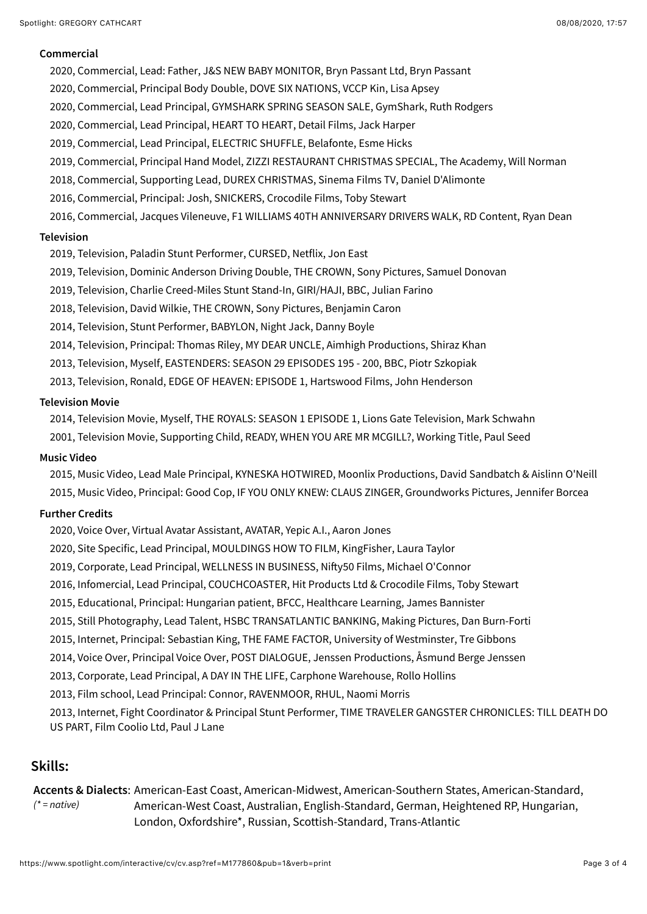### Commercial

2020, Commercial, Lead: Father, J&S NEW BABY MONITOR, Bryn Passant Ltd, Bryn Passant

2020, Commercial, Principal Body Double, DOVE SIX NATIONS, VCCP Kin, Lisa Apsey

2020, Commercial, Lead Principal, GYMSHARK SPRING SEASON SALE, GymShark, Ruth Rodgers

2020, Commercial, Lead Principal, HEART TO HEART, Detail Films, Jack Harper

2019, Commercial, Lead Principal, ELECTRIC SHUFFLE, Belafonte, Esme Hicks

2019, Commercial, Principal Hand Model, ZIZZI RESTAURANT CHRISTMAS SPECIAL, The Academy, Will Norman

2018, Commercial, Supporting Lead, DUREX CHRISTMAS, Sinema Films TV, Daniel D'Alimonte

2016, Commercial, Principal: Josh, SNICKERS, Crocodile Films, Toby Stewart

2016, Commercial, Jacques Vileneuve, F1 WILLIAMS 40TH ANNIVERSARY DRIVERS WALK, RD Content, Ryan Dean

### Television

2019, Television, Paladin Stunt Performer, CURSED, Netflix, Jon East

2019, Television, Dominic Anderson Driving Double, THE CROWN, Sony Pictures, Samuel Donovan

2019, Television, Charlie Creed-Miles Stunt Stand-In, GIRI/HAJI, BBC, Julian Farino

2018, Television, David Wilkie, THE CROWN, Sony Pictures, Benjamin Caron

2014, Television, Stunt Performer, BABYLON, Night Jack, Danny Boyle

2014, Television, Principal: Thomas Riley, MY DEAR UNCLE, Aimhigh Productions, Shiraz Khan

2013, Television, Myself, EASTENDERS: SEASON 29 EPISODES 195 - 200, BBC, Piotr Szkopiak

2013, Television, Ronald, EDGE OF HEAVEN: EPISODE 1, Hartswood Films, John Henderson

### Television Movie

2014, Television Movie, Myself, THE ROYALS: SEASON 1 EPISODE 1, Lions Gate Television, Mark Schwahn

2001, Television Movie, Supporting Child, READY, WHEN YOU ARE MR MCGILL?, Working Title, Paul Seed

### Music Video

2015, Music Video, Lead Male Principal, KYNESKA HOTWIRED, Moonlix Productions, David Sandbatch & Aislinn O'Neill

2015, Music Video, Principal: Good Cop, IF YOU ONLY KNEW: CLAUS ZINGER, Groundworks Pictures, Jennifer Borcea

### Further Credits

2020, Voice Over, Virtual Avatar Assistant, AVATAR, Yepic A.I., Aaron Jones

2020, Site Specific, Lead Principal, MOULDINGS HOW TO FILM, KingFisher, Laura Taylor

2019, Corporate, Lead Principal, WELLNESS IN BUSINESS, Nifty50 Films, Michael O'Connor

2016, Infomercial, Lead Principal, COUCHCOASTER, Hit Products Ltd & Crocodile Films, Toby Stewart

2015, Educational, Principal: Hungarian patient, BFCC, Healthcare Learning, James Bannister

2015, Still Photography, Lead Talent, HSBC TRANSATLANTIC BANKING, Making Pictures, Dan Burn-Forti

2015, Internet, Principal: Sebastian King, THE FAME FACTOR, University of Westminster, Tre Gibbons

2014, Voice Over, Principal Voice Over, POST DIALOGUE, Jenssen Productions, Åsmund Berge Jenssen

2013, Corporate, Lead Principal, A DAY IN THE LIFE, Carphone Warehouse, Rollo Hollins

2013, Film school, Lead Principal: Connor, RAVENMOOR, RHUL, Naomi Morris

2013, Internet, Fight Coordinator & Principal Stunt Performer, TIME TRAVELER GANGSTER CHRONICLES: TILL DEATH DO US PART, Film Coolio Ltd, Paul J Lane

## Skills:

**Accents & Dialects**: American-East Coast, American-Midwest, American-Southern States, American-Standard, American-West Coast, Australian, English-Standard, German, Heightened RP, Hungarian, London, Oxfordshire*, Russian, Scottish-Standard, Trans-Atlantic

*(* = native)*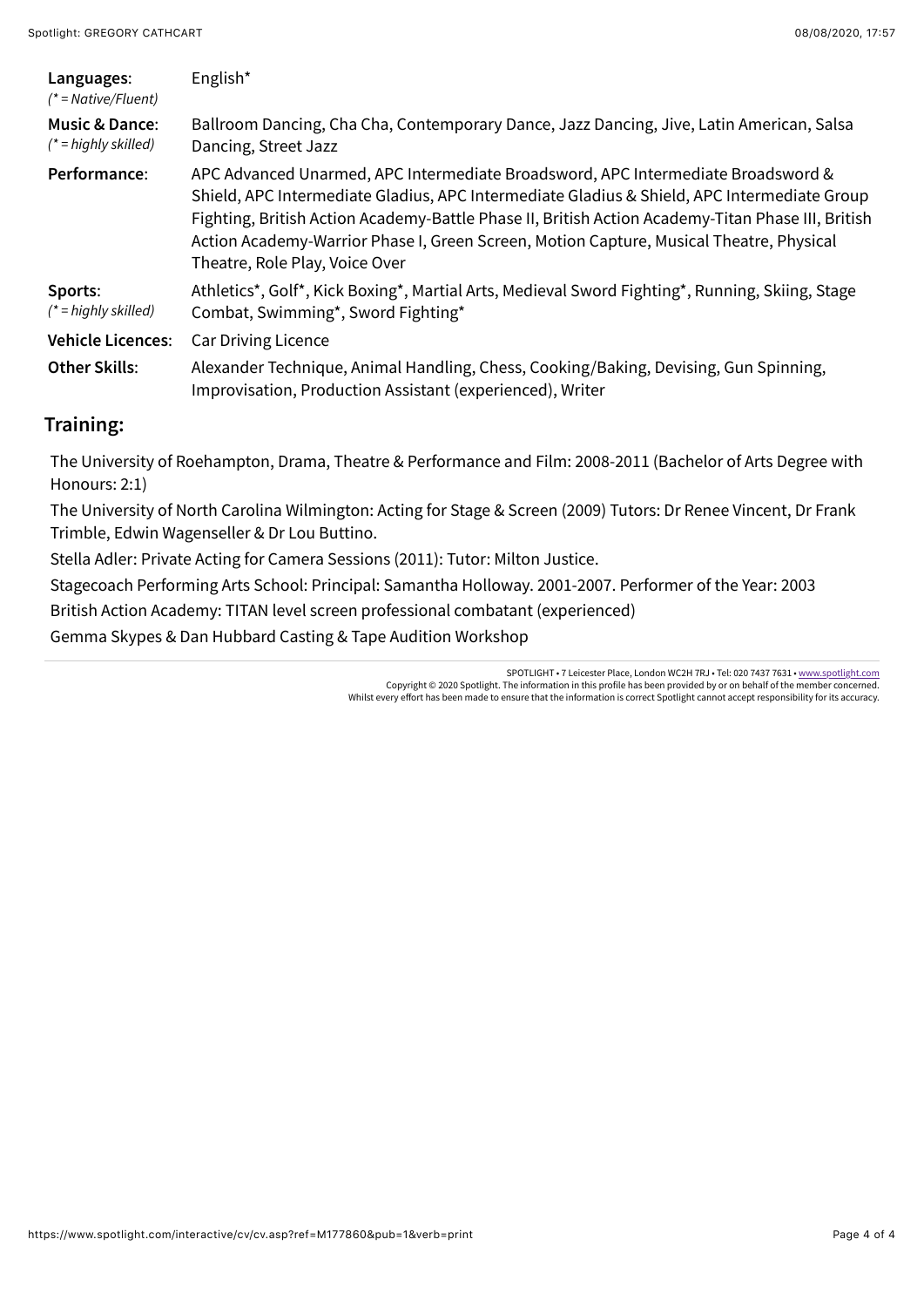| | |
|---|---|
| **Languages**: *(* = Native/Fluent)* | English* |
| **Music & Dance**: *(* = highly skilled)* | Ballroom Dancing, Cha Cha, Contemporary Dance, Jazz Dancing, Jive, Latin American, Salsa Dancing, Street Jazz |
| **Performance**: | APC Advanced Unarmed, APC Intermediate Broadsword, APC Intermediate Broadsword & Shield, APC Intermediate Gladius, APC Intermediate Gladius & Shield, APC Intermediate Group Fighting, British Action Academy-Battle Phase II, British Action Academy-Titan Phase III, British Action Academy-Warrior Phase I, Green Screen, Motion Capture, Musical Theatre, Physical Theatre, Role Play, Voice Over |
| **Sports**: *(* = highly skilled)* | Athletics*, Golf*, Kick Boxing*, Martial Arts, Medieval Sword Fighting*, Running, Skiing, Stage Combat, Swimming*, Sword Fighting* |
| **Vehicle Licences**: | Car Driving Licence |
| **Other Skills**: | Alexander Technique, Animal Handling, Chess, Cooking/Baking, Devising, Gun Spinning, Improvisation, Production Assistant (experienced), Writer |

## Training:

The University of Roehampton, Drama, Theatre & Performance and Film: 2008-2011 (Bachelor of Arts Degree with Honours: 2:1)

The University of North Carolina Wilmington: Acting for Stage & Screen (2009) Tutors: Dr Renee Vincent, Dr Frank Trimble, Edwin Wagenseller & Dr Lou Buttino.

Stella Adler: Private Acting for Camera Sessions (2011): Tutor: Milton Justice.

Stagecoach Performing Arts School: Principal: Samantha Holloway. 2001-2007. Performer of the Year: 2003

British Action Academy: TITAN level screen professional combatant (experienced)

Gemma Skypes & Dan Hubbard Casting & Tape Audition Workshop

SPOTLIGHT • 7 Leicester Place, London WC2H 7RJ • Tel: 020 7437 7631 • www.spotlight.com
Copyright © 2020 Spotlight. The information in this profile has been provided by or on behalf of the member concerned.
Whilst every effort has been made to ensure that the information is correct Spotlight cannot accept responsibility for its accuracy.